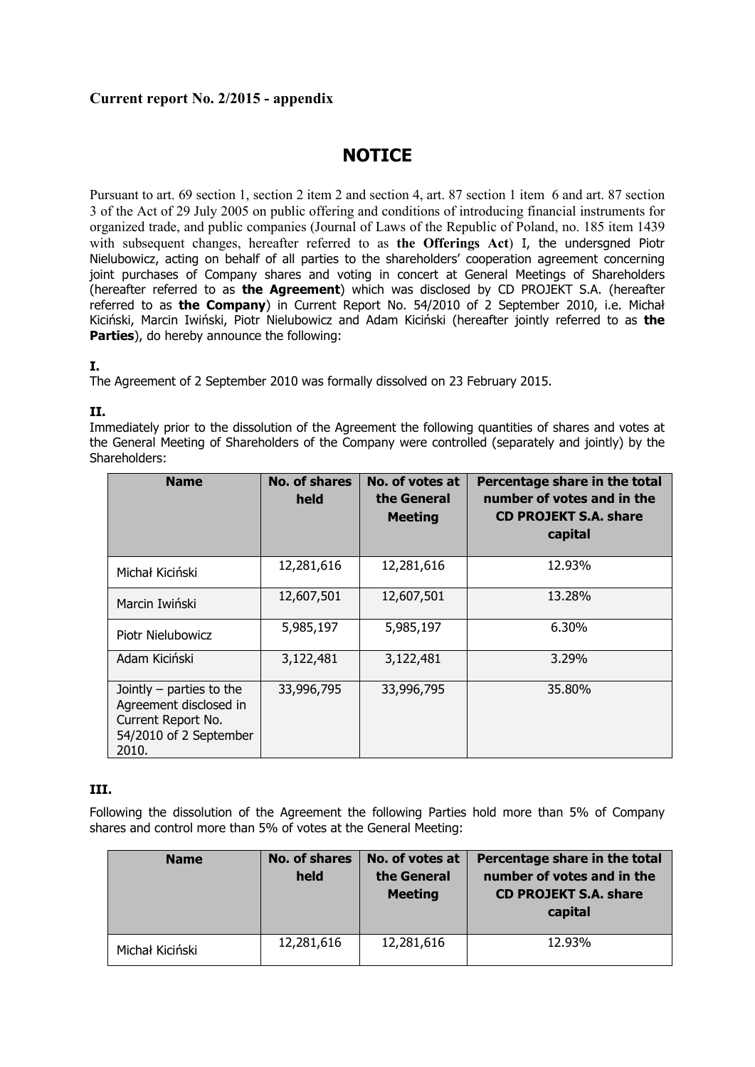**Current report No. 2/2015 - appendix**

# NOTICE

Pursuant to art. 69 section 1, section 2 item 2 and section 4, art. 87 section 1 item 6 and art. 87 section 3 of the Act of 29 July 2005 on public offering and conditions of introducing financial instruments for organized trade, and public companies (Journal of Laws of the Republic of Poland, no. 185 item 1439 with subsequent changes, hereafter referred to as **the Offerings Act**) I, the undersgned Piotr Nielubowicz, acting on behalf of all parties to the shareholders' cooperation agreement concerning joint purchases of Company shares and voting in concert at General Meetings of Shareholders (hereafter referred to as **the Agreement**) which was disclosed by CD PROJEKT S.A. (hereafter referred to as **the Company**) in Current Report No. 54/2010 of 2 September 2010, i.e. Michał Kiciński, Marcin Iwiński, Piotr Nielubowicz and Adam Kiciński (hereafter jointly referred to as **the Parties**), do hereby announce the following:

**I.**

The Agreement of 2 September 2010 was formally dissolved on 23 February 2015.

**II.**

Immediately prior to the dissolution of the Agreement the following quantities of shares and votes at the General Meeting of Shareholders of the Company were controlled (separately and jointly) by the Shareholders:

| Name | No. of shares held | No. of votes at the General Meeting | Percentage share in the total number of votes and in the CD PROJEKT S.A. share capital |
|---|---|---|---|
| Michał Kiciński | 12,281,616 | 12,281,616 | 12.93% |
| Marcin Iwiński | 12,607,501 | 12,607,501 | 13.28% |
| Piotr Nielubowicz | 5,985,197 | 5,985,197 | 6.30% |
| Adam Kiciński | 3,122,481 | 3,122,481 | 3.29% |
| Jointly – parties to the Agreement disclosed in Current Report No. 54/2010 of 2 September 2010. | 33,996,795 | 33,996,795 | 35.80% |

**III.**

Following the dissolution of the Agreement the following Parties hold more than 5% of Company shares and control more than 5% of votes at the General Meeting:

| Name | No. of shares held | No. of votes at the General Meeting | Percentage share in the total number of votes and in the CD PROJEKT S.A. share capital |
|---|---|---|---|
| Michał Kiciński | 12,281,616 | 12,281,616 | 12.93% |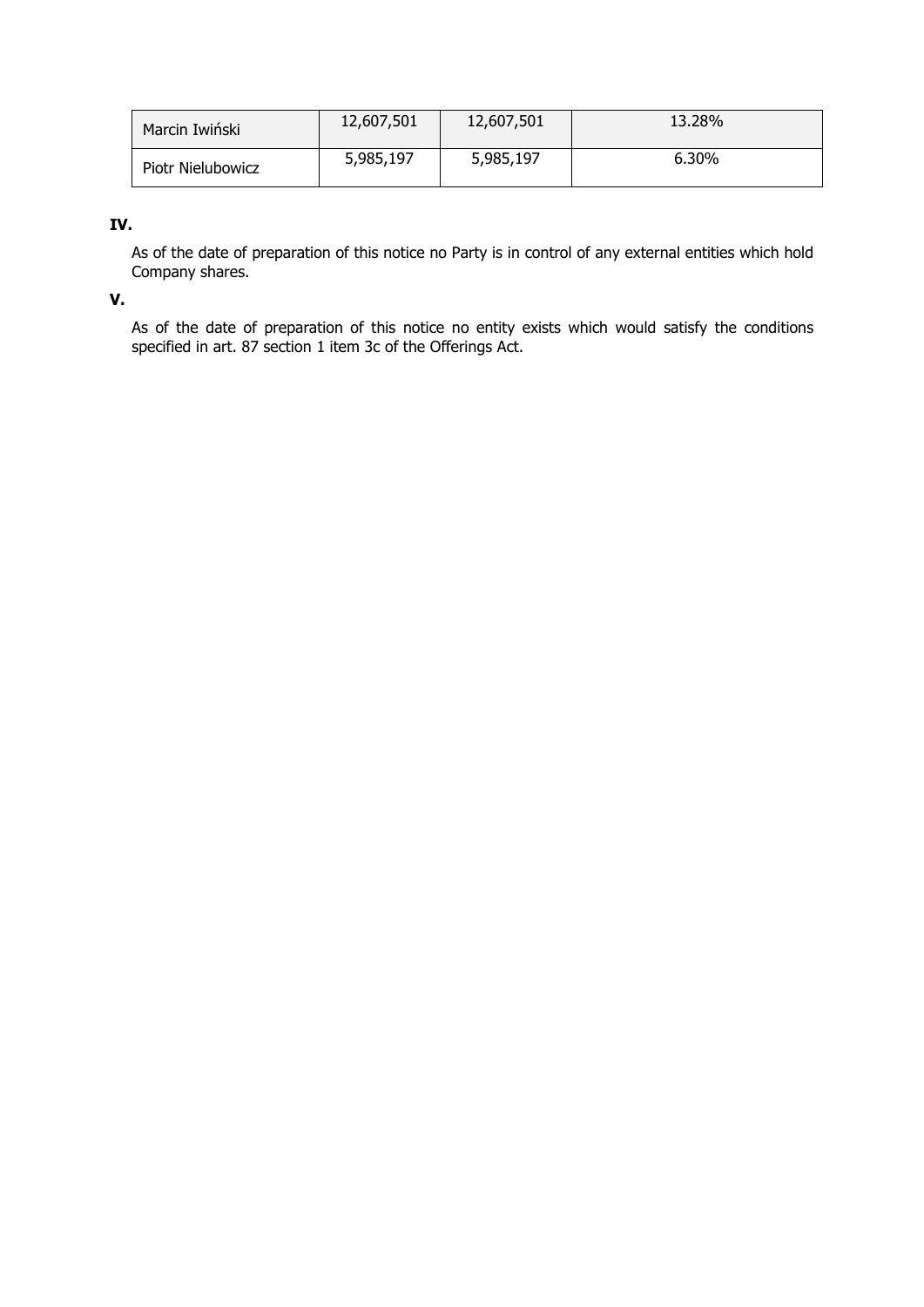| | | | |
|---|---|---|---|
| Marcin Iwiński | 12,607,501 | 12,607,501 | 13.28% |
| Piotr Nielubowicz | 5,985,197 | 5,985,197 | 6.30% |

**IV.**

As of the date of preparation of this notice no Party is in control of any external entities which hold Company shares.

**V.**

As of the date of preparation of this notice no entity exists which would satisfy the conditions specified in art. 87 section 1 item 3c of the Offerings Act.